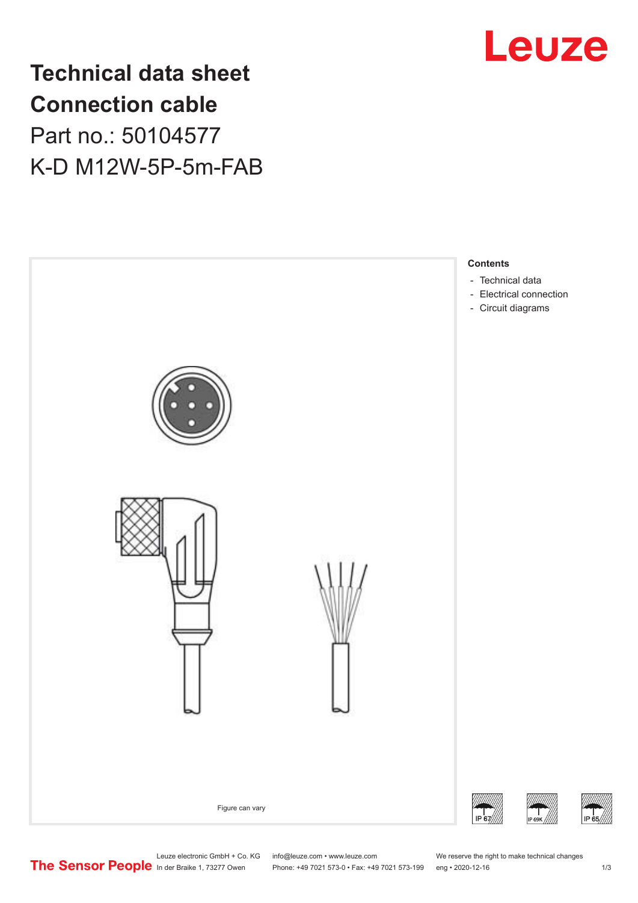# Technical data sheet Connection cable

Part no.: 50104577

K-D M12W-5P-5m-FAB

Figure can vary

**Contents**

- Technical data
- Electrical connection
- Circuit diagrams

IP 67 IP 69K IP 65

Leuze electronic GmbH + Co. KG
In der Braike 1, 73277 Owen

info@leuze.com • www.leuze.com
Phone: +49 7021 573-0 • Fax: +49 7021 573-199

We reserve the right to make technical changes
eng • 2020-12-16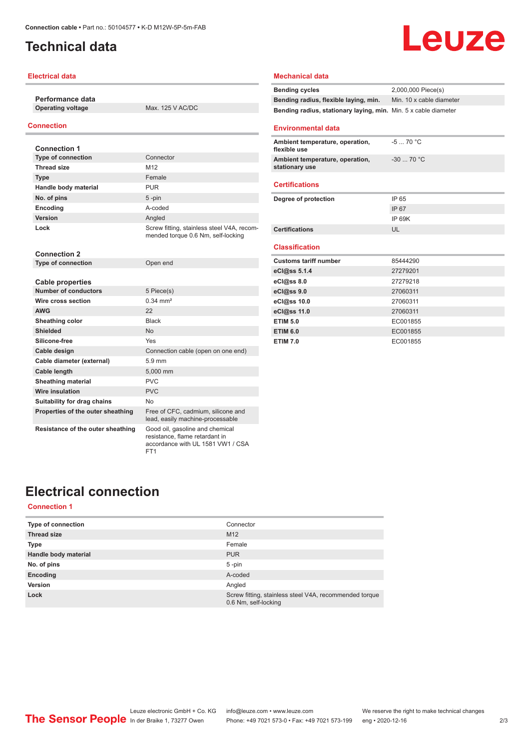Connection cable • Part no.: 50104577 • K-D M12W-5P-5m-FAB

# Technical data

## Electrical data

**Performance data**

| | |
|---|---|
| **Operating voltage** | Max. 125 V AC/DC |

## Connection

**Connection 1**

| | |
|---|---|
| **Type of connection** | Connector |
| **Thread size** | M12 |
| **Type** | Female |
| **Handle body material** | PUR |
| **No. of pins** | 5 -pin |
| **Encoding** | A-coded |
| **Version** | Angled |
| **Lock** | Screw fitting, stainless steel V4A, recommended torque 0.6 Nm, self-locking |

**Connection 2**

| | |
|---|---|
| **Type of connection** | Open end |

**Cable properties**

| | |
|---|---|
| **Number of conductors** | 5 Piece(s) |
| **Wire cross section** | 0.34 mm² |
| **AWG** | 22 |
| **Sheathing color** | Black |
| **Shielded** | No |
| **Silicone-free** | Yes |
| **Cable design** | Connection cable (open on one end) |
| **Cable diameter (external)** | 5.9 mm |
| **Cable length** | 5,000 mm |
| **Sheathing material** | PVC |
| **Wire insulation** | PVC |
| **Suitability for drag chains** | No |
| **Properties of the outer sheathing** | Free of CFC, cadmium, silicone and lead, easily machine-processable |
| **Resistance of the outer sheathing** | Good oil, gasoline and chemical resistance, flame retardant in accordance with UL 1581 VW1 / CSA FT1 |

## Mechanical data

| | |
|---|---|
| **Bending cycles** | 2,000,000 Piece(s) |
| **Bending radius, flexible laying, min.** | Min. 10 x cable diameter |
| **Bending radius, stationary laying, min.** | Min. 5 x cable diameter |

## Environmental data

| | |
|---|---|
| **Ambient temperature, operation, flexible use** | -5 ... 70 °C |
| **Ambient temperature, operation, stationary use** | -30 ... 70 °C |

## Certifications

| | |
|---|---|
| **Degree of protection** | IP 65 |
| | IP 67 |
| | IP 69K |
| **Certifications** | UL |

## Classification

| | |
|---|---|
| **Customs tariff number** | 85444290 |
| **eCl@ss 5.1.4** | 27279201 |
| **eCl@ss 8.0** | 27279218 |
| **eCl@ss 9.0** | 27060311 |
| **eCl@ss 10.0** | 27060311 |
| **eCl@ss 11.0** | 27060311 |
| **ETIM 5.0** | EC001855 |
| **ETIM 6.0** | EC001855 |
| **ETIM 7.0** | EC001855 |

# Electrical connection

## Connection 1

| | |
|---|---|
| **Type of connection** | Connector |
| **Thread size** | M12 |
| **Type** | Female |
| **Handle body material** | PUR |
| **No. of pins** | 5 -pin |
| **Encoding** | A-coded |
| **Version** | Angled |
| **Lock** | Screw fitting, stainless steel V4A, recommended torque 0.6 Nm, self-locking |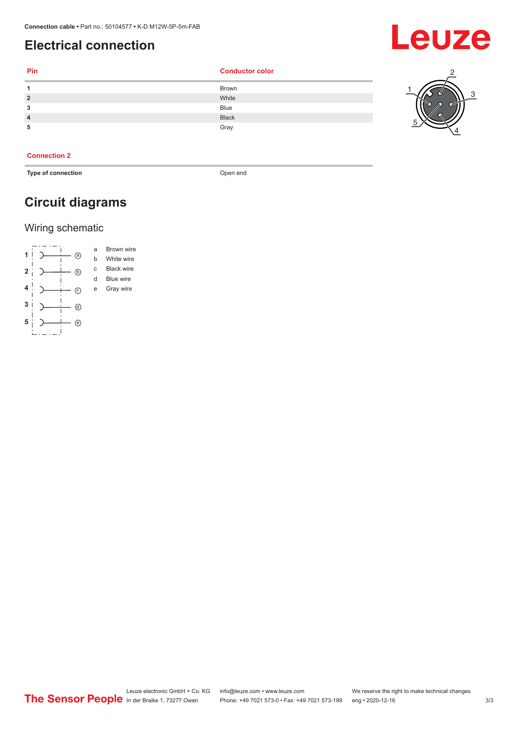## Electrical connection

| Pin | Conductor color |
|---|---|
| 1 | Brown |
| 2 | White |
| 3 | Blue |
| 4 | Black |
| 5 | Gray |

1
2
3
4
5

**Connection 2**

| | |
|---|---|
| **Type of connection** | Open end |

## Circuit diagrams

### Wiring schematic

1
2
4
3
5
a
b
c
d
e

| | |
|---|---|
| a | Brown wire |
| b | White wire |
| c | Black wire |
| d | Blue wire |
| e | Gray wire |